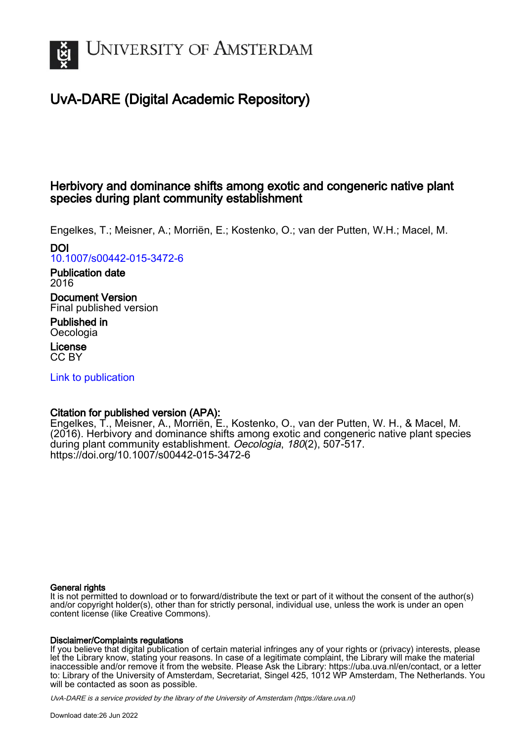# University of Amsterdam

## UvA-DARE (Digital Academic Repository)

### Herbivory and dominance shifts among exotic and congeneric native plant species during plant community establishment

Engelkes, T.; Meisner, A.; Morriën, E.; Kostenko, O.; van der Putten, W.H.; Macel, M.

**DOI**
10.1007/s00442-015-3472-6

**Publication date**
2016

**Document Version**
Final published version

**Published in**
Oecologia

**License**
CC BY

Link to publication

**Citation for published version (APA):**
Engelkes, T., Meisner, A., Morriën, E., Kostenko, O., van der Putten, W. H., & Macel, M. (2016). Herbivory and dominance shifts among exotic and congeneric native plant species during plant community establishment. *Oecologia*, *180*(2), 507-517. https://doi.org/10.1007/s00442-015-3472-6

**General rights**
It is not permitted to download or to forward/distribute the text or part of it without the consent of the author(s) and/or copyright holder(s), other than for strictly personal, individual use, unless the work is under an open content license (like Creative Commons).

**Disclaimer/Complaints regulations**
If you believe that digital publication of certain material infringes any of your rights or (privacy) interests, please let the Library know, stating your reasons. In case of a legitimate complaint, the Library will make the material inaccessible and/or remove it from the website. Please Ask the Library: https://uba.uva.nl/en/contact, or a letter to: Library of the University of Amsterdam, Secretariat, Singel 425, 1012 WP Amsterdam, The Netherlands. You will be contacted as soon as possible.

UvA-DARE is a service provided by the library of the University of Amsterdam (https://dare.uva.nl)

Download date:26 Jun 2022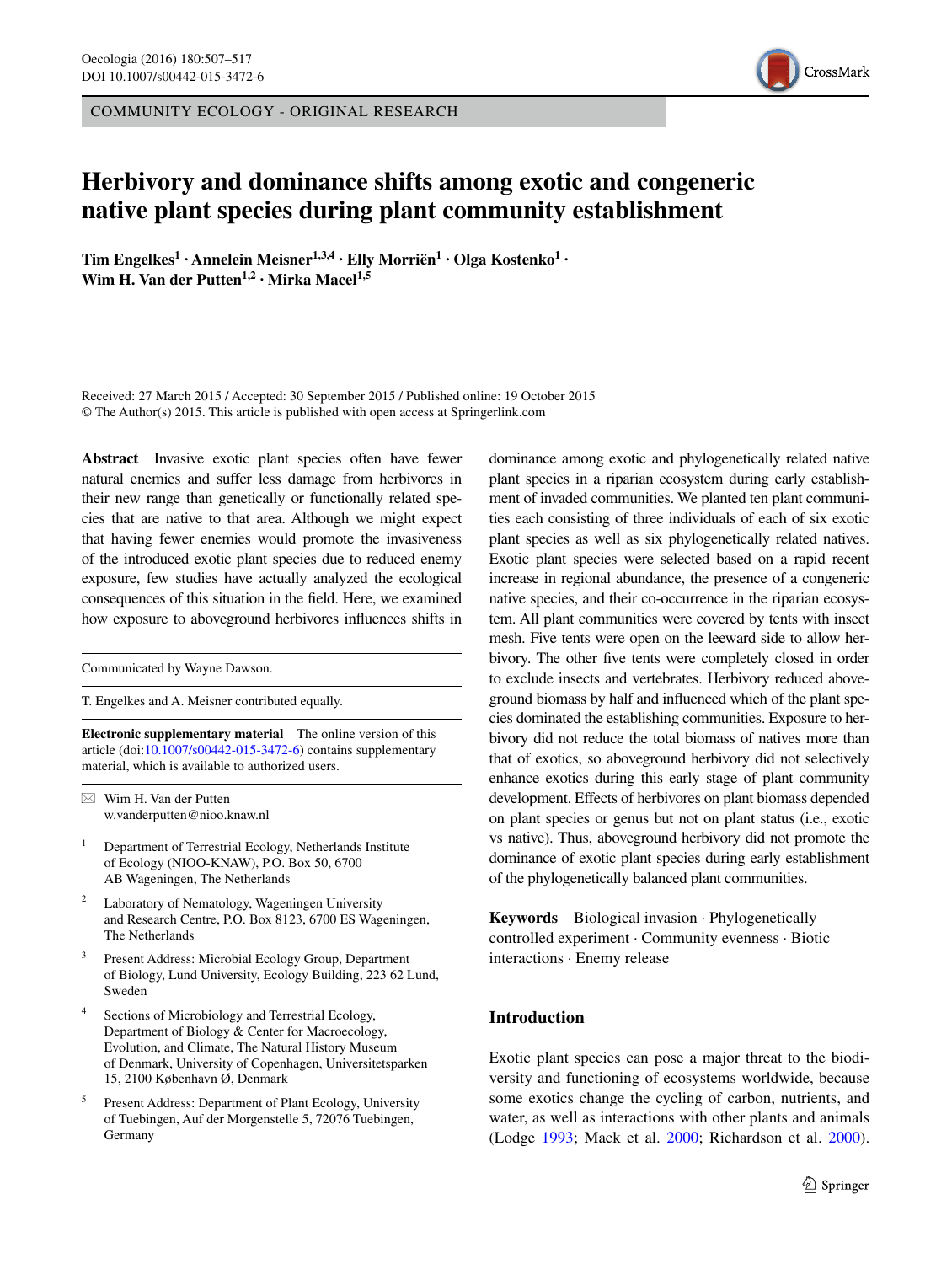COMMUNITY ECOLOGY - ORIGINAL RESEARCH

# Herbivory and dominance shifts among exotic and congeneric native plant species during plant community establishment

**Tim Engelkes[1] · Annelein Meisner[1,3,4] · Elly Morriën[1] · Olga Kostenko[1] · Wim H. Van der Putten[1,2] · Mirka Macel[1,5]**

Received: 27 March 2015 / Accepted: 30 September 2015 / Published online: 19 October 2015
© The Author(s) 2015. This article is published with open access at Springerlink.com

**Abstract** Invasive exotic plant species often have fewer natural enemies and suffer less damage from herbivores in their new range than genetically or functionally related species that are native to that area. Although we might expect that having fewer enemies would promote the invasiveness of the introduced exotic plant species due to reduced enemy exposure, few studies have actually analyzed the ecological consequences of this situation in the field. Here, we examined how exposure to aboveground herbivores influences shifts in dominance among exotic and phylogenetically related native plant species in a riparian ecosystem during early establishment of invaded communities. We planted ten plant communities each consisting of three individuals of each of six exotic plant species as well as six phylogenetically related natives. Exotic plant species were selected based on a rapid recent increase in regional abundance, the presence of a congeneric native species, and their co-occurrence in the riparian ecosystem. All plant communities were covered by tents with insect mesh. Five tents were open on the leeward side to allow herbivory. The other five tents were completely closed in order to exclude insects and vertebrates. Herbivory reduced aboveground biomass by half and influenced which of the plant species dominated the establishing communities. Exposure to herbivory did not reduce the total biomass of natives more than that of exotics, so aboveground herbivory did not selectively enhance exotics during this early stage of plant community development. Effects of herbivores on plant biomass depended on plant species or genus but not on plant status (i.e., exotic vs native). Thus, aboveground herbivory did not promote the dominance of exotic plant species during early establishment of the phylogenetically balanced plant communities.

**Keywords** Biological invasion · Phylogenetically controlled experiment · Community evenness · Biotic interactions · Enemy release

Communicated by Wayne Dawson.

T. Engelkes and A. Meisner contributed equally.

**Electronic supplementary material** The online version of this article (doi:10.1007/s00442-015-3472-6) contains supplementary material, which is available to authorized users.

✉ Wim H. Van der Putten
w.vanderputten@nioo.knaw.nl

[1] Department of Terrestrial Ecology, Netherlands Institute of Ecology (NIOO-KNAW), P.O. Box 50, 6700 AB Wageningen, The Netherlands

[2] Laboratory of Nematology, Wageningen University and Research Centre, P.O. Box 8123, 6700 ES Wageningen, The Netherlands

[3] Present Address: Microbial Ecology Group, Department of Biology, Lund University, Ecology Building, 223 62 Lund, Sweden

[4] Sections of Microbiology and Terrestrial Ecology, Department of Biology & Center for Macroecology, Evolution, and Climate, The Natural History Museum of Denmark, University of Copenhagen, Universitetsparken 15, 2100 København Ø, Denmark

[5] Present Address: Department of Plant Ecology, University of Tuebingen, Auf der Morgenstelle 5, 72076 Tuebingen, Germany

## Introduction

Exotic plant species can pose a major threat to the biodiversity and functioning of ecosystems worldwide, because some exotics change the cycling of carbon, nutrients, and water, as well as interactions with other plants and animals (Lodge 1993; Mack et al. 2000; Richardson et al. 2000).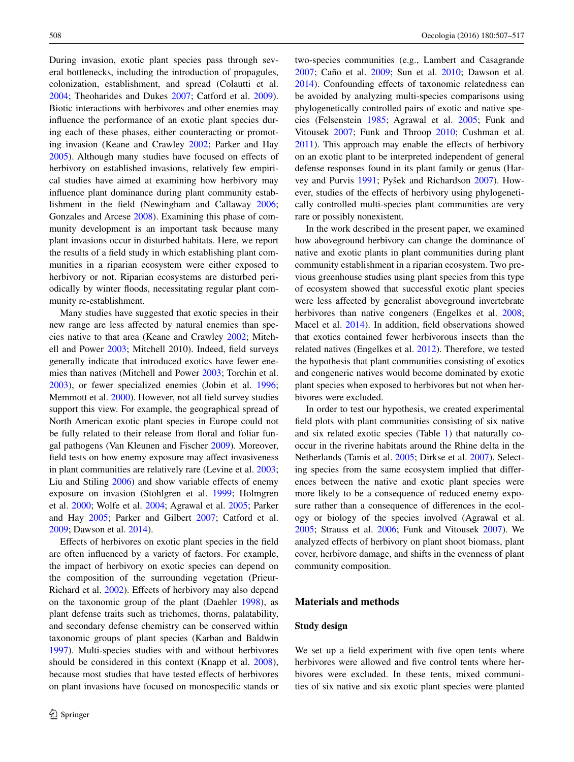During invasion, exotic plant species pass through several bottlenecks, including the introduction of propagules, colonization, establishment, and spread (Colautti et al. 2004; Theoharides and Dukes 2007; Catford et al. 2009). Biotic interactions with herbivores and other enemies may influence the performance of an exotic plant species during each of these phases, either counteracting or promoting invasion (Keane and Crawley 2002; Parker and Hay 2005). Although many studies have focused on effects of herbivory on established invasions, relatively few empirical studies have aimed at examining how herbivory may influence plant dominance during plant community establishment in the field (Newingham and Callaway 2006; Gonzales and Arcese 2008). Examining this phase of community development is an important task because many plant invasions occur in disturbed habitats. Here, we report the results of a field study in which establishing plant communities in a riparian ecosystem were either exposed to herbivory or not. Riparian ecosystems are disturbed periodically by winter floods, necessitating regular plant community re-establishment.

Many studies have suggested that exotic species in their new range are less affected by natural enemies than species native to that area (Keane and Crawley 2002; Mitchell and Power 2003; Mitchell 2010). Indeed, field surveys generally indicate that introduced exotics have fewer enemies than natives (Mitchell and Power 2003; Torchin et al. 2003), or fewer specialized enemies (Jobin et al. 1996; Memmott et al. 2000). However, not all field survey studies support this view. For example, the geographical spread of North American exotic plant species in Europe could not be fully related to their release from floral and foliar fungal pathogens (Van Kleunen and Fischer 2009). Moreover, field tests on how enemy exposure may affect invasiveness in plant communities are relatively rare (Levine et al. 2003; Liu and Stiling 2006) and show variable effects of enemy exposure on invasion (Stohlgren et al. 1999; Holmgren et al. 2000; Wolfe et al. 2004; Agrawal et al. 2005; Parker and Hay 2005; Parker and Gilbert 2007; Catford et al. 2009; Dawson et al. 2014).

Effects of herbivores on exotic plant species in the field are often influenced by a variety of factors. For example, the impact of herbivory on exotic species can depend on the composition of the surrounding vegetation (Prieur-Richard et al. 2002). Effects of herbivory may also depend on the taxonomic group of the plant (Daehler 1998), as plant defense traits such as trichomes, thorns, palatability, and secondary defense chemistry can be conserved within taxonomic groups of plant species (Karban and Baldwin 1997). Multi-species studies with and without herbivores should be considered in this context (Knapp et al. 2008), because most studies that have tested effects of herbivores on plant invasions have focused on monospecific stands or two-species communities (e.g., Lambert and Casagrande 2007; Caño et al. 2009; Sun et al. 2010; Dawson et al. 2014). Confounding effects of taxonomic relatedness can be avoided by analyzing multi-species comparisons using phylogenetically controlled pairs of exotic and native species (Felsenstein 1985; Agrawal et al. 2005; Funk and Vitousek 2007; Funk and Throop 2010; Cushman et al. 2011). This approach may enable the effects of herbivory on an exotic plant to be interpreted independent of general defense responses found in its plant family or genus (Harvey and Purvis 1991; Pyšek and Richardson 2007). However, studies of the effects of herbivory using phylogenetically controlled multi-species plant communities are very rare or possibly nonexistent.

In the work described in the present paper, we examined how aboveground herbivory can change the dominance of native and exotic plants in plant communities during plant community establishment in a riparian ecosystem. Two previous greenhouse studies using plant species from this type of ecosystem showed that successful exotic plant species were less affected by generalist aboveground invertebrate herbivores than native congeners (Engelkes et al. 2008; Macel et al. 2014). In addition, field observations showed that exotics contained fewer herbivorous insects than the related natives (Engelkes et al. 2012). Therefore, we tested the hypothesis that plant communities consisting of exotics and congeneric natives would become dominated by exotic plant species when exposed to herbivores but not when herbivores were excluded.

In order to test our hypothesis, we created experimental field plots with plant communities consisting of six native and six related exotic species (Table 1) that naturally co-occur in the riverine habitats around the Rhine delta in the Netherlands (Tamis et al. 2005; Dirkse et al. 2007). Selecting species from the same ecosystem implied that differences between the native and exotic plant species were more likely to be a consequence of reduced enemy exposure rather than a consequence of differences in the ecology or biology of the species involved (Agrawal et al. 2005; Strauss et al. 2006; Funk and Vitousek 2007). We analyzed effects of herbivory on plant shoot biomass, plant cover, herbivore damage, and shifts in the evenness of plant community composition.

## Materials and methods

### Study design

We set up a field experiment with five open tents where herbivores were allowed and five control tents where herbivores were excluded. In these tents, mixed communities of six native and six exotic plant species were planted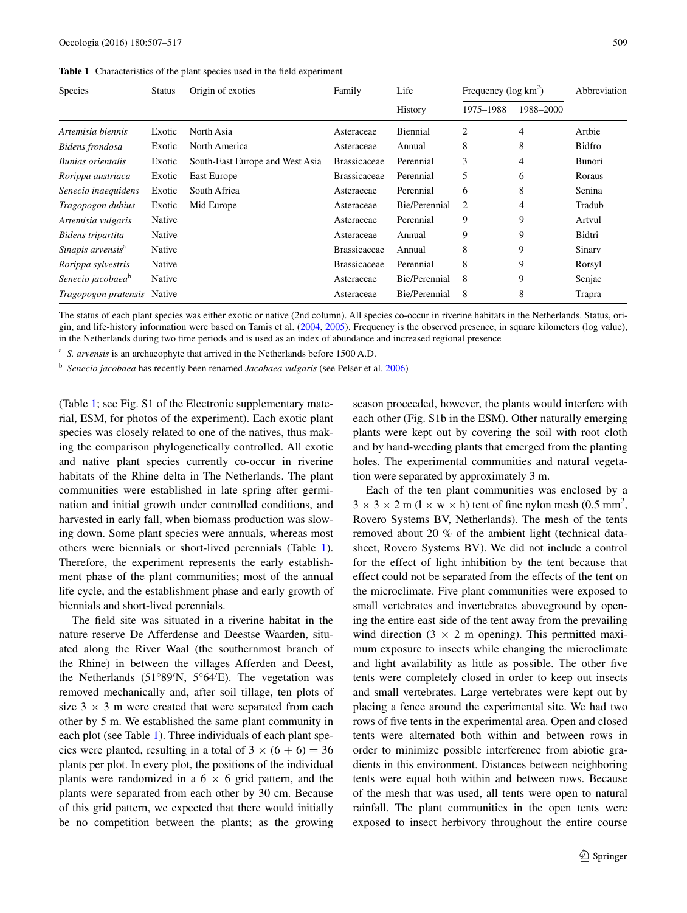**Table 1** Characteristics of the plant species used in the field experiment

| Species | Status | Origin of exotics | Family | Life | Frequency (log km$^2$) | | Abbreviation |
|---|---|---|---|---|---|---|---|
| | | | | History | 1975–1988 | 1988–2000 | |
| *Artemisia biennis* | Exotic | North Asia | Asteraceae | Biennial | 2 | 4 | Artbie |
| *Bidens frondosa* | Exotic | North America | Asteraceae | Annual | 8 | 8 | Bidfro |
| *Bunias orientalis* | Exotic | South-East Europe and West Asia | Brassicaceae | Perennial | 3 | 4 | Bunori |
| *Rorippa austriaca* | Exotic | East Europe | Brassicaceae | Perennial | 5 | 6 | Roraus |
| *Senecio inaequidens* | Exotic | South Africa | Asteraceae | Perennial | 6 | 8 | Senina |
| *Tragopogon dubius* | Exotic | Mid Europe | Asteraceae | Bie/Perennial | 2 | 4 | Tradub |
| *Artemisia vulgaris* | Native | | Asteraceae | Perennial | 9 | 9 | Artvul |
| *Bidens tripartita* | Native | | Asteraceae | Annual | 9 | 9 | Bidtri |
| *Sinapis arvensis*[a] | Native | | Brassicaceae | Annual | 8 | 9 | Sinarv |
| *Rorippa sylvestris* | Native | | Brassicaceae | Perennial | 8 | 9 | Rorsyl |
| *Senecio jacobaea*[b] | Native | | Asteraceae | Bie/Perennial | 8 | 9 | Senjac |
| *Tragopogon pratensis* | Native | | Asteraceae | Bie/Perennial | 8 | 8 | Trapra |

The status of each plant species was either exotic or native (2nd column). All species co-occur in riverine habitats in the Netherlands. Status, origin, and life-history information were based on Tamis et al. (2004, 2005). Frequency is the observed presence, in square kilometers (log value), in the Netherlands during two time periods and is used as an index of abundance and increased regional presence

[a] *S. arvensis* is an archaeophyte that arrived in the Netherlands before 1500 A.D.

[b] *Senecio jacobaea* has recently been renamed *Jacobaea vulgaris* (see Pelser et al. 2006)

(Table 1; see Fig. S1 of the Electronic supplementary material, ESM, for photos of the experiment). Each exotic plant species was closely related to one of the natives, thus making the comparison phylogenetically controlled. All exotic and native plant species currently co-occur in riverine habitats of the Rhine delta in The Netherlands. The plant communities were established in late spring after germination and initial growth under controlled conditions, and harvested in early fall, when biomass production was slowing down. Some plant species were annuals, whereas most others were biennials or short-lived perennials (Table 1). Therefore, the experiment represents the early establishment phase of the plant communities; most of the annual life cycle, and the establishment phase and early growth of biennials and short-lived perennials.

The field site was situated in a riverine habitat in the nature reserve De Afferdense and Deestse Waarden, situated along the River Waal (the southernmost branch of the Rhine) in between the villages Afferden and Deest, the Netherlands (51°89′N, 5°64′E). The vegetation was removed mechanically and, after soil tillage, ten plots of size 3 × 3 m were created that were separated from each other by 5 m. We established the same plant community in each plot (see Table 1). Three individuals of each plant species were planted, resulting in a total of $3 \times (6 + 6) = 36$ plants per plot. In every plot, the positions of the individual plants were randomized in a 6 × 6 grid pattern, and the plants were separated from each other by 30 cm. Because of this grid pattern, we expected that there would initially be no competition between the plants; as the growing season proceeded, however, the plants would interfere with each other (Fig. S1b in the ESM). Other naturally emerging plants were kept out by covering the soil with root cloth and by hand-weeding plants that emerged from the planting holes. The experimental communities and natural vegetation were separated by approximately 3 m.

Each of the ten plant communities was enclosed by a 3 × 3 × 2 m (l × w × h) tent of fine nylon mesh (0.5 mm$^2$, Rovero Systems BV, Netherlands). The mesh of the tents removed about 20 % of the ambient light (technical datasheet, Rovero Systems BV). We did not include a control for the effect of light inhibition by the tent because that effect could not be separated from the effects of the tent on the microclimate. Five plant communities were exposed to small vertebrates and invertebrates aboveground by opening the entire east side of the tent away from the prevailing wind direction (3 × 2 m opening). This permitted maximum exposure to insects while changing the microclimate and light availability as little as possible. The other five tents were completely closed in order to keep out insects and small vertebrates. Large vertebrates were kept out by placing a fence around the experimental site. We had two rows of five tents in the experimental area. Open and closed tents were alternated both within and between rows in order to minimize possible interference from abiotic gradients in this environment. Distances between neighboring tents were equal both within and between rows. Because of the mesh that was used, all tents were open to natural rainfall. The plant communities in the open tents were exposed to insect herbivory throughout the entire course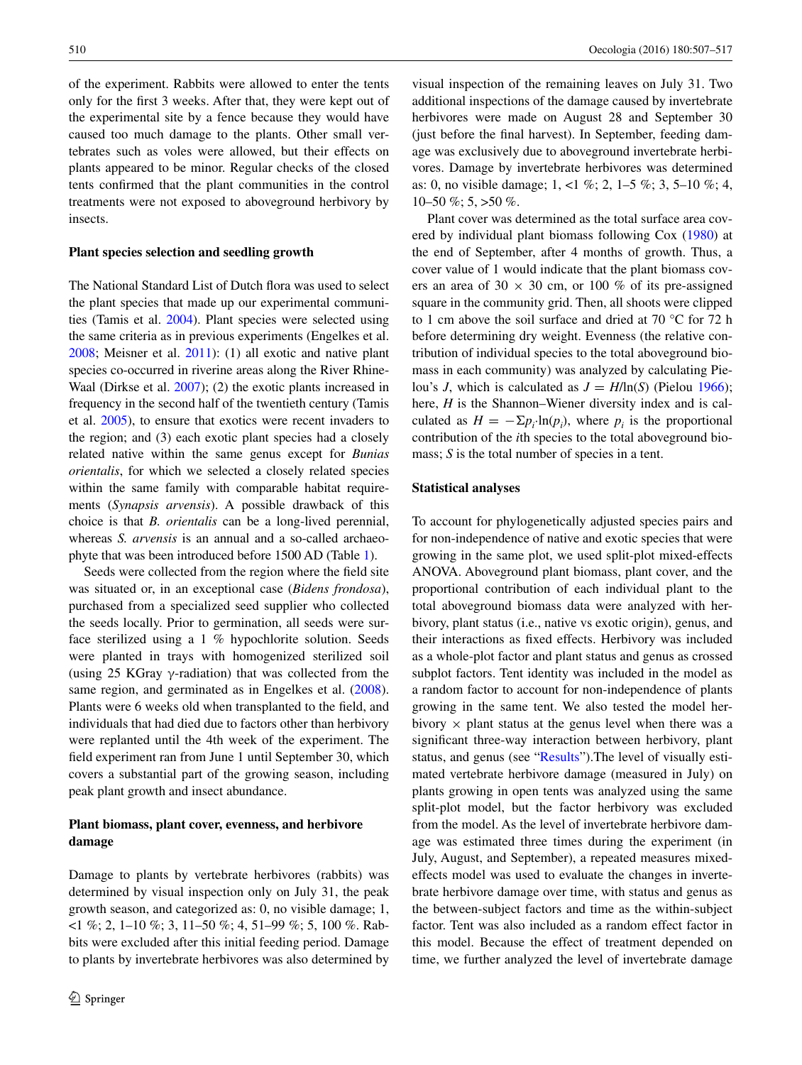of the experiment. Rabbits were allowed to enter the tents only for the first 3 weeks. After that, they were kept out of the experimental site by a fence because they would have caused too much damage to the plants. Other small vertebrates such as voles were allowed, but their effects on plants appeared to be minor. Regular checks of the closed tents confirmed that the plant communities in the control treatments were not exposed to aboveground herbivory by insects.

### Plant species selection and seedling growth

The National Standard List of Dutch flora was used to select the plant species that made up our experimental communities (Tamis et al. 2004). Plant species were selected using the same criteria as in previous experiments (Engelkes et al. 2008; Meisner et al. 2011): (1) all exotic and native plant species co-occurred in riverine areas along the River Rhine-Waal (Dirkse et al. 2007); (2) the exotic plants increased in frequency in the second half of the twentieth century (Tamis et al. 2005), to ensure that exotics were recent invaders to the region; and (3) each exotic plant species had a closely related native within the same genus except for *Bunias orientalis*, for which we selected a closely related species within the same family with comparable habitat requirements (*Synapsis arvensis*). A possible drawback of this choice is that *B. orientalis* can be a long-lived perennial, whereas *S. arvensis* is an annual and a so-called archaeophyte that was been introduced before 1500 AD (Table 1).

Seeds were collected from the region where the field site was situated or, in an exceptional case (*Bidens frondosa*), purchased from a specialized seed supplier who collected the seeds locally. Prior to germination, all seeds were surface sterilized using a 1 % hypochlorite solution. Seeds were planted in trays with homogenized sterilized soil (using 25 KGray γ-radiation) that was collected from the same region, and germinated as in Engelkes et al. (2008). Plants were 6 weeks old when transplanted to the field, and individuals that had died due to factors other than herbivory were replanted until the 4th week of the experiment. The field experiment ran from June 1 until September 30, which covers a substantial part of the growing season, including peak plant growth and insect abundance.

### Plant biomass, plant cover, evenness, and herbivore damage

Damage to plants by vertebrate herbivores (rabbits) was determined by visual inspection only on July 31, the peak growth season, and categorized as: 0, no visible damage; 1, <1 %; 2, 1–10 %; 3, 11–50 %; 4, 51–99 %; 5, 100 %. Rabbits were excluded after this initial feeding period. Damage to plants by invertebrate herbivores was also determined by visual inspection of the remaining leaves on July 31. Two additional inspections of the damage caused by invertebrate herbivores were made on August 28 and September 30 (just before the final harvest). In September, feeding damage was exclusively due to aboveground invertebrate herbivores. Damage by invertebrate herbivores was determined as: 0, no visible damage; 1, <1 %; 2, 1–5 %; 3, 5–10 %; 4, 10–50 %; 5, >50 %.

Plant cover was determined as the total surface area covered by individual plant biomass following Cox (1980) at the end of September, after 4 months of growth. Thus, a cover value of 1 would indicate that the plant biomass covers an area of 30 × 30 cm, or 100 % of its pre-assigned square in the community grid. Then, all shoots were clipped to 1 cm above the soil surface and dried at 70 °C for 72 h before determining dry weight. Evenness (the relative contribution of individual species to the total aboveground biomass in each community) was analyzed by calculating Pielou's $J$, which is calculated as $J = H/\ln(S)$ (Pielou 1966); here, $H$ is the Shannon–Wiener diversity index and is calculated as $H = -\Sigma p_i \cdot \ln(p_i)$, where $p_i$ is the proportional contribution of the $i$th species to the total aboveground biomass; $S$ is the total number of species in a tent.

### Statistical analyses

To account for phylogenetically adjusted species pairs and for non-independence of native and exotic species that were growing in the same plot, we used split-plot mixed-effects ANOVA. Aboveground plant biomass, plant cover, and the proportional contribution of each individual plant to the total aboveground biomass data were analyzed with herbivory, plant status (i.e., native vs exotic origin), genus, and their interactions as fixed effects. Herbivory was included as a whole-plot factor and plant status and genus as crossed subplot factors. Tent identity was included in the model as a random factor to account for non-independence of plants growing in the same tent. We also tested the model herbivory × plant status at the genus level when there was a significant three-way interaction between herbivory, plant status, and genus (see "Results").The level of visually estimated vertebrate herbivore damage (measured in July) on plants growing in open tents was analyzed using the same split-plot model, but the factor herbivory was excluded from the model. As the level of invertebrate herbivore damage was estimated three times during the experiment (in July, August, and September), a repeated measures mixed-effects model was used to evaluate the changes in invertebrate herbivore damage over time, with status and genus as the between-subject factors and time as the within-subject factor. Tent was also included as a random effect factor in this model. Because the effect of treatment depended on time, we further analyzed the level of invertebrate damage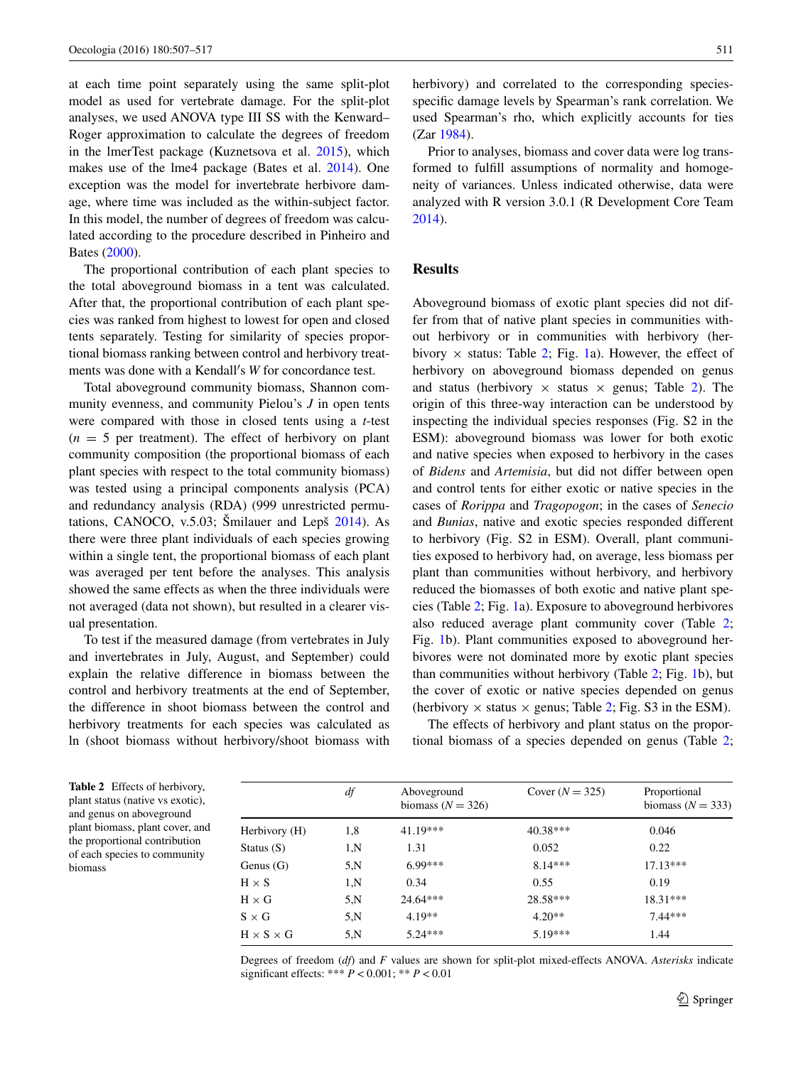at each time point separately using the same split-plot model as used for vertebrate damage. For the split-plot analyses, we used ANOVA type III SS with the Kenward–Roger approximation to calculate the degrees of freedom in the lmerTest package (Kuznetsova et al. 2015), which makes use of the lme4 package (Bates et al. 2014). One exception was the model for invertebrate herbivore damage, where time was included as the within-subject factor. In this model, the number of degrees of freedom was calculated according to the procedure described in Pinheiro and Bates (2000).

The proportional contribution of each plant species to the total aboveground biomass in a tent was calculated. After that, the proportional contribution of each plant species was ranked from highest to lowest for open and closed tents separately. Testing for similarity of species proportional biomass ranking between control and herbivory treatments was done with a Kendall′s *W* for concordance test.

Total aboveground community biomass, Shannon community evenness, and community Pielou's *J* in open tents were compared with those in closed tents using a *t*-test ($n = 5$ per treatment). The effect of herbivory on plant community composition (the proportional biomass of each plant species with respect to the total community biomass) was tested using a principal components analysis (PCA) and redundancy analysis (RDA) (999 unrestricted permutations, CANOCO, v.5.03; Šmilauer and Lepš 2014). As there were three plant individuals of each species growing within a single tent, the proportional biomass of each plant was averaged per tent before the analyses. This analysis showed the same effects as when the three individuals were not averaged (data not shown), but resulted in a clearer visual presentation.

To test if the measured damage (from vertebrates in July and invertebrates in July, August, and September) could explain the relative difference in biomass between the control and herbivory treatments at the end of September, the difference in shoot biomass between the control and herbivory treatments for each species was calculated as ln (shoot biomass without herbivory/shoot biomass with herbivory) and correlated to the corresponding species-specific damage levels by Spearman's rank correlation. We used Spearman's rho, which explicitly accounts for ties (Zar 1984).

Prior to analyses, biomass and cover data were log transformed to fulfill assumptions of normality and homogeneity of variances. Unless indicated otherwise, data were analyzed with R version 3.0.1 (R Development Core Team 2014).

## Results

Aboveground biomass of exotic plant species did not differ from that of native plant species in communities without herbivory or in communities with herbivory (herbivory × status: Table 2; Fig. 1a). However, the effect of herbivory on aboveground biomass depended on genus and status (herbivory × status × genus; Table 2). The origin of this three-way interaction can be understood by inspecting the individual species responses (Fig. S2 in the ESM): aboveground biomass was lower for both exotic and native species when exposed to herbivory in the cases of *Bidens* and *Artemisia*, but did not differ between open and control tents for either exotic or native species in the cases of *Rorippa* and *Tragopogon*; in the cases of *Senecio* and *Bunias*, native and exotic species responded different to herbivory (Fig. S2 in ESM). Overall, plant communities exposed to herbivory had, on average, less biomass per plant than communities without herbivory, and herbivory reduced the biomasses of both exotic and native plant species (Table 2; Fig. 1a). Exposure to aboveground herbivores also reduced average plant community cover (Table 2; Fig. 1b). Plant communities exposed to aboveground herbivores were not dominated more by exotic plant species than communities without herbivory (Table 2; Fig. 1b), but the cover of exotic or native species depended on genus (herbivory × status × genus; Table 2; Fig. S3 in the ESM).

The effects of herbivory and plant status on the proportional biomass of a species depended on genus (Table 2;

**Table 2** Effects of herbivory, plant status (native vs exotic), and genus on aboveground plant biomass, plant cover, and the proportional contribution of each species to community biomass

| | *df* | Aboveground biomass ($N = 326$) | Cover ($N = 325$) | Proportional biomass ($N = 333$) |
|---|---|---|---|---|
| Herbivory (H) | 1,8 | 41.19*** | 40.38*** | 0.046 |
| Status (S) | 1,N | 1.31 | 0.052 | 0.22 |
| Genus (G) | 5,N | 6.99*** | 8.14*** | 17.13*** |
| H × S | 1,N | 0.34 | 0.55 | 0.19 |
| H × G | 5,N | 24.64*** | 28.58*** | 18.31*** |
| S × G | 5,N | 4.19** | 4.20** | 7.44*** |
| H × S × G | 5,N | 5.24*** | 5.19*** | 1.44 |

Degrees of freedom (*df*) and *F* values are shown for split-plot mixed-effects ANOVA. *Asterisks* indicate significant effects: *** $P < 0.001$; ** $P < 0.01$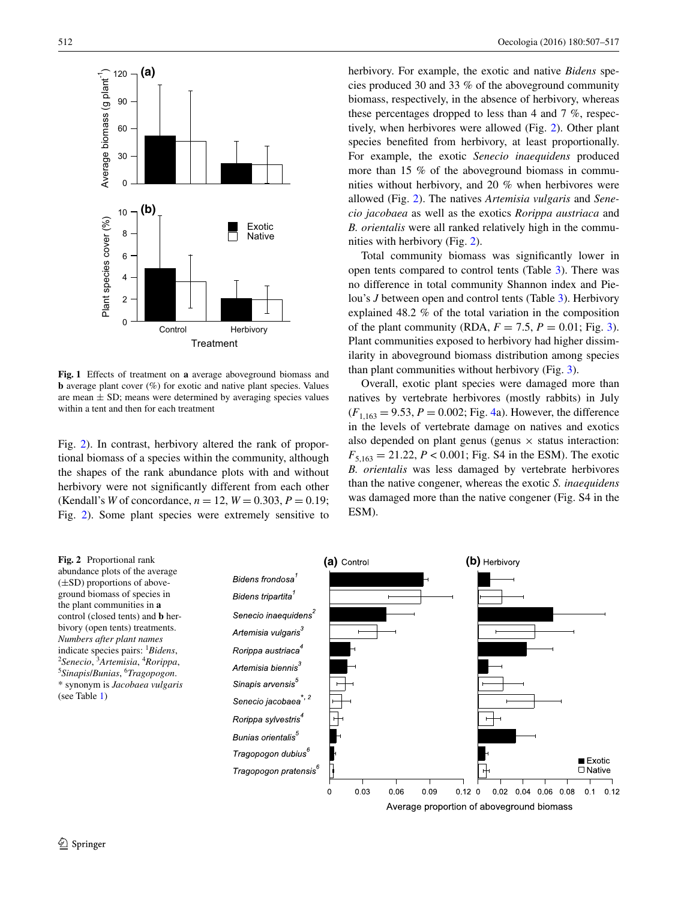Fig. 1 Effects of treatment on **a** average aboveground biomass and **b** average plant cover (%) for exotic and native plant species. Values are mean ± SD; means were determined by averaging species values within a tent and then for each treatment

Fig. 2). In contrast, herbivory altered the rank of proportional biomass of a species within the community, although the shapes of the rank abundance plots with and without herbivory were not significantly different from each other (Kendall's *W* of concordance, $n = 12$, $W = 0.303$, $P = 0.19$; Fig. 2). Some plant species were extremely sensitive to herbivory. For example, the exotic and native *Bidens* species produced 30 and 33 % of the aboveground community biomass, respectively, in the absence of herbivory, whereas these percentages dropped to less than 4 and 7 %, respectively, when herbivores were allowed (Fig. 2). Other plant species benefited from herbivory, at least proportionally. For example, the exotic *Senecio inaequidens* produced more than 15 % of the aboveground biomass in communities without herbivory, and 20 % when herbivores were allowed (Fig. 2). The natives *Artemisia vulgaris* and *Senecio jacobaea* as well as the exotics *Rorippa austriaca* and *B. orientalis* were all ranked relatively high in the communities with herbivory (Fig. 2).

Total community biomass was significantly lower in open tents compared to control tents (Table 3). There was no difference in total community Shannon index and Pielou's *J* between open and control tents (Table 3). Herbivory explained 48.2 % of the total variation in the composition of the plant community (RDA, $F = 7.5$, $P = 0.01$; Fig. 3). Plant communities exposed to herbivory had higher dissimilarity in aboveground biomass distribution among species than plant communities without herbivory (Fig. 3).

Overall, exotic plant species were damaged more than natives by vertebrate herbivores (mostly rabbits) in July ($F_{1,163} = 9.53$, $P = 0.002$; Fig. 4a). However, the difference in the levels of vertebrate damage on natives and exotics also depended on plant genus (genus × status interaction: $F_{5,163} = 21.22$, $P < 0.001$; Fig. S4 in the ESM). The exotic *B. orientalis* was less damaged by vertebrate herbivores than the native congener, whereas the exotic *S. inaequidens* was damaged more than the native congener (Fig. S4 in the ESM).

Fig. 2 Proportional rank abundance plots of the average (±SD) proportions of aboveground biomass of species in the plant communities in **a** control (closed tents) and **b** herbivory (open tents) treatments. *Numbers after plant names* indicate species pairs: [1]*Bidens*, [2]*Senecio*, [3]*Artemisia*, [4]*Rorippa*, [5]*Sinapis/Bunias*, [6]*Tragopogon*. * synonym is *Jacobaea vulgaris* (see Table 1)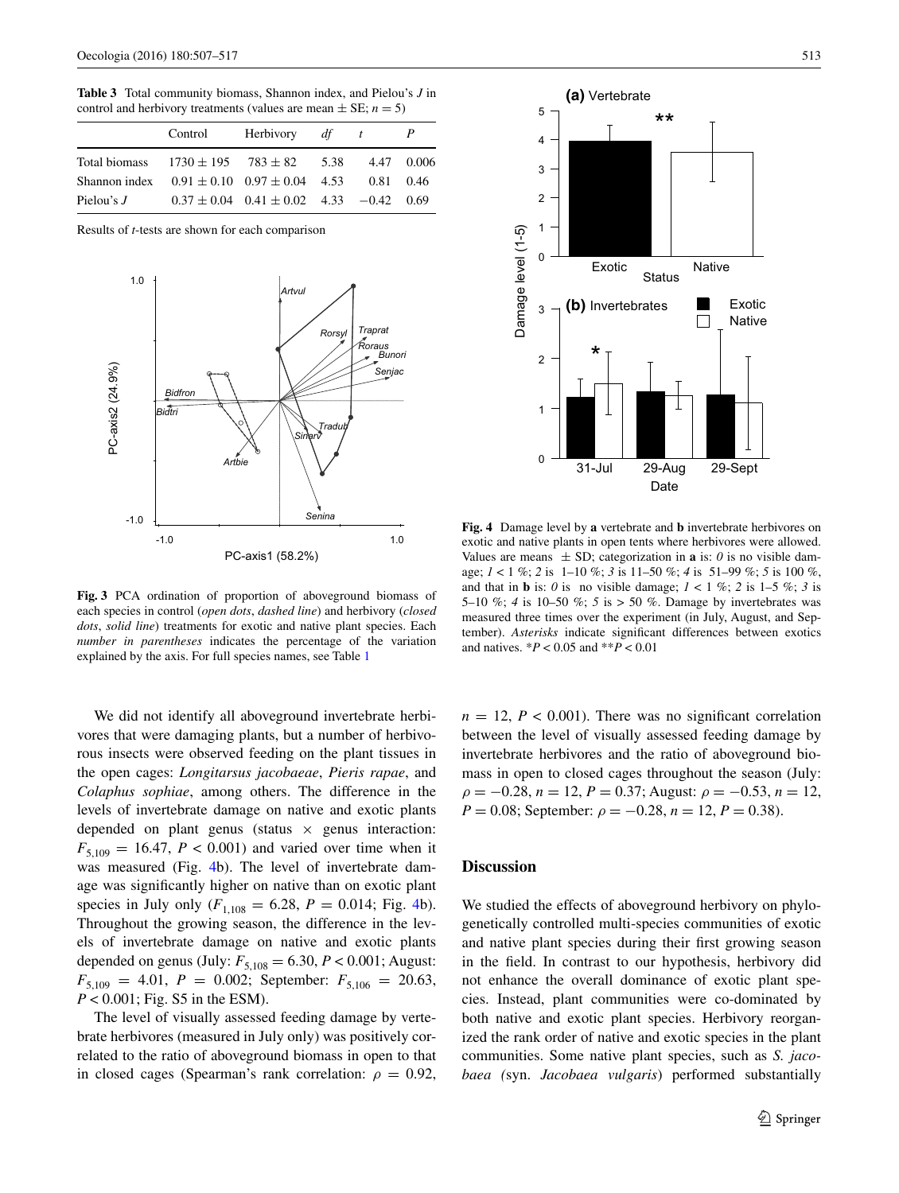**Table 3** Total community biomass, Shannon index, and Pielou's $J$ in control and herbivory treatments (values are mean ± SE; $n = 5$)

| | Control | Herbivory | $df$ | $t$ | $P$ |
|---|---|---|---|---|---|
| Total biomass | 1730 ± 195 | 783 ± 82 | 5.38 | 4.47 | 0.006 |
| Shannon index | 0.91 ± 0.10 | 0.97 ± 0.04 | 4.53 | 0.81 | 0.46 |
| Pielou's $J$ | 0.37 ± 0.04 | 0.41 ± 0.02 | 4.33 | −0.42 | 0.69 |

Results of $t$-tests are shown for each comparison

**Fig. 3** PCA ordination of proportion of aboveground biomass of each species in control (*open dots*, *dashed line*) and herbivory (*closed dots*, *solid line*) treatments for exotic and native plant species. Each *number in parentheses* indicates the percentage of the variation explained by the axis. For full species names, see Table 1

**Fig. 4** Damage level by **a** vertebrate and **b** invertebrate herbivores on exotic and native plants in open tents where herbivores were allowed. Values are means ± SD; categorization in **a** is: *0* is no visible damage; *1* < 1 %; *2* is 1–10 %; *3* is 11–50 %; *4* is 51–99 %; *5* is 100 %, and that in **b** is: *0* is no visible damage; *1* < 1 %; *2* is 1–5 %; *3* is 5–10 %; *4* is 10–50 %; *5* is > 50 %. Damage by invertebrates was measured three times over the experiment (in July, August, and September). *Asterisks* indicate significant differences between exotics and natives. *$P < 0.05$ and **$P < 0.01$

We did not identify all aboveground invertebrate herbivores that were damaging plants, but a number of herbivorous insects were observed feeding on the plant tissues in the open cages: *Longitarsus jacobaeae*, *Pieris rapae*, and *Colaphus sophiae*, among others. The difference in the levels of invertebrate damage on native and exotic plants depended on plant genus (status × genus interaction: $F_{5,109} = 16.47$, $P < 0.001$) and varied over time when it was measured (Fig. 4b). The level of invertebrate damage was significantly higher on native than on exotic plant species in July only ($F_{1,108} = 6.28$, $P = 0.014$; Fig. 4b). Throughout the growing season, the difference in the levels of invertebrate damage on native and exotic plants depended on genus (July: $F_{5,108} = 6.30$, $P < 0.001$; August: $F_{5,109} = 4.01$, $P = 0.002$; September: $F_{5,106} = 20.63$, $P < 0.001$; Fig. S5 in the ESM).

The level of visually assessed feeding damage by vertebrate herbivores (measured in July only) was positively correlated to the ratio of aboveground biomass in open to that in closed cages (Spearman's rank correlation: $\rho = 0.92$, $n = 12$, $P < 0.001$). There was no significant correlation between the level of visually assessed feeding damage by invertebrate herbivores and the ratio of aboveground biomass in open to closed cages throughout the season (July: $\rho = -0.28$, $n = 12$, $P = 0.37$; August: $\rho = -0.53$, $n = 12$, $P = 0.08$; September: $\rho = -0.28$, $n = 12$, $P = 0.38$).

## Discussion

We studied the effects of aboveground herbivory on phylogenetically controlled multi-species communities of exotic and native plant species during their first growing season in the field. In contrast to our hypothesis, herbivory did not enhance the overall dominance of exotic plant species. Instead, plant communities were co-dominated by both native and exotic plant species. Herbivory reorganized the rank order of native and exotic species in the plant communities. Some native plant species, such as *S. jacobaea (*syn. *Jacobaea vulgaris*) performed substantially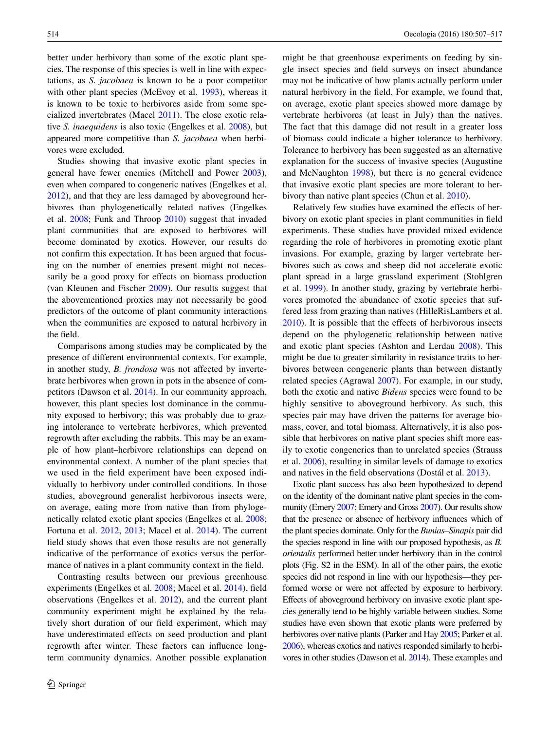better under herbivory than some of the exotic plant species. The response of this species is well in line with expectations, as *S. jacobaea* is known to be a poor competitor with other plant species (McEvoy et al. 1993), whereas it is known to be toxic to herbivores aside from some specialized invertebrates (Macel 2011). The close exotic relative *S. inaequidens* is also toxic (Engelkes et al. 2008), but appeared more competitive than *S. jacobaea* when herbivores were excluded.

Studies showing that invasive exotic plant species in general have fewer enemies (Mitchell and Power 2003), even when compared to congeneric natives (Engelkes et al. 2012), and that they are less damaged by aboveground herbivores than phylogenetically related natives (Engelkes et al. 2008; Funk and Throop 2010) suggest that invaded plant communities that are exposed to herbivores will become dominated by exotics. However, our results do not confirm this expectation. It has been argued that focusing on the number of enemies present might not necessarily be a good proxy for effects on biomass production (van Kleunen and Fischer 2009). Our results suggest that the abovementioned proxies may not necessarily be good predictors of the outcome of plant community interactions when the communities are exposed to natural herbivory in the field.

Comparisons among studies may be complicated by the presence of different environmental contexts. For example, in another study, *B. frondosa* was not affected by invertebrate herbivores when grown in pots in the absence of competitors (Dawson et al. 2014). In our community approach, however, this plant species lost dominance in the community exposed to herbivory; this was probably due to grazing intolerance to vertebrate herbivores, which prevented regrowth after excluding the rabbits. This may be an example of how plant–herbivore relationships can depend on environmental context. A number of the plant species that we used in the field experiment have been exposed individually to herbivory under controlled conditions. In those studies, aboveground generalist herbivorous insects were, on average, eating more from native than from phylogenetically related exotic plant species (Engelkes et al. 2008; Fortuna et al. 2012, 2013; Macel et al. 2014). The current field study shows that even those results are not generally indicative of the performance of exotics versus the performance of natives in a plant community context in the field.

Contrasting results between our previous greenhouse experiments (Engelkes et al. 2008; Macel et al. 2014), field observations (Engelkes et al. 2012), and the current plant community experiment might be explained by the relatively short duration of our field experiment, which may have underestimated effects on seed production and plant regrowth after winter. These factors can influence long-term community dynamics. Another possible explanation might be that greenhouse experiments on feeding by single insect species and field surveys on insect abundance may not be indicative of how plants actually perform under natural herbivory in the field. For example, we found that, on average, exotic plant species showed more damage by vertebrate herbivores (at least in July) than the natives. The fact that this damage did not result in a greater loss of biomass could indicate a higher tolerance to herbivory. Tolerance to herbivory has been suggested as an alternative explanation for the success of invasive species (Augustine and McNaughton 1998), but there is no general evidence that invasive exotic plant species are more tolerant to herbivory than native plant species (Chun et al. 2010).

Relatively few studies have examined the effects of herbivory on exotic plant species in plant communities in field experiments. These studies have provided mixed evidence regarding the role of herbivores in promoting exotic plant invasions. For example, grazing by larger vertebrate herbivores such as cows and sheep did not accelerate exotic plant spread in a large grassland experiment (Stohlgren et al. 1999). In another study, grazing by vertebrate herbivores promoted the abundance of exotic species that suffered less from grazing than natives (HilleRisLambers et al. 2010). It is possible that the effects of herbivorous insects depend on the phylogenetic relationship between native and exotic plant species (Ashton and Lerdau 2008). This might be due to greater similarity in resistance traits to herbivores between congeneric plants than between distantly related species (Agrawal 2007). For example, in our study, both the exotic and native *Bidens* species were found to be highly sensitive to aboveground herbivory. As such, this species pair may have driven the patterns for average biomass, cover, and total biomass. Alternatively, it is also possible that herbivores on native plant species shift more easily to exotic congenerics than to unrelated species (Strauss et al. 2006), resulting in similar levels of damage to exotics and natives in the field observations (Dostál et al. 2013).

Exotic plant success has also been hypothesized to depend on the identity of the dominant native plant species in the community (Emery 2007; Emery and Gross 2007). Our results show that the presence or absence of herbivory influences which of the plant species dominate. Only for the *Bunias–Sinapis* pair did the species respond in line with our proposed hypothesis, as *B. orientalis* performed better under herbivory than in the control plots (Fig. S2 in the ESM). In all of the other pairs, the exotic species did not respond in line with our hypothesis—they performed worse or were not affected by exposure to herbivory. Effects of aboveground herbivory on invasive exotic plant species generally tend to be highly variable between studies. Some studies have even shown that exotic plants were preferred by herbivores over native plants (Parker and Hay 2005; Parker et al. 2006), whereas exotics and natives responded similarly to herbivores in other studies (Dawson et al. 2014). These examples and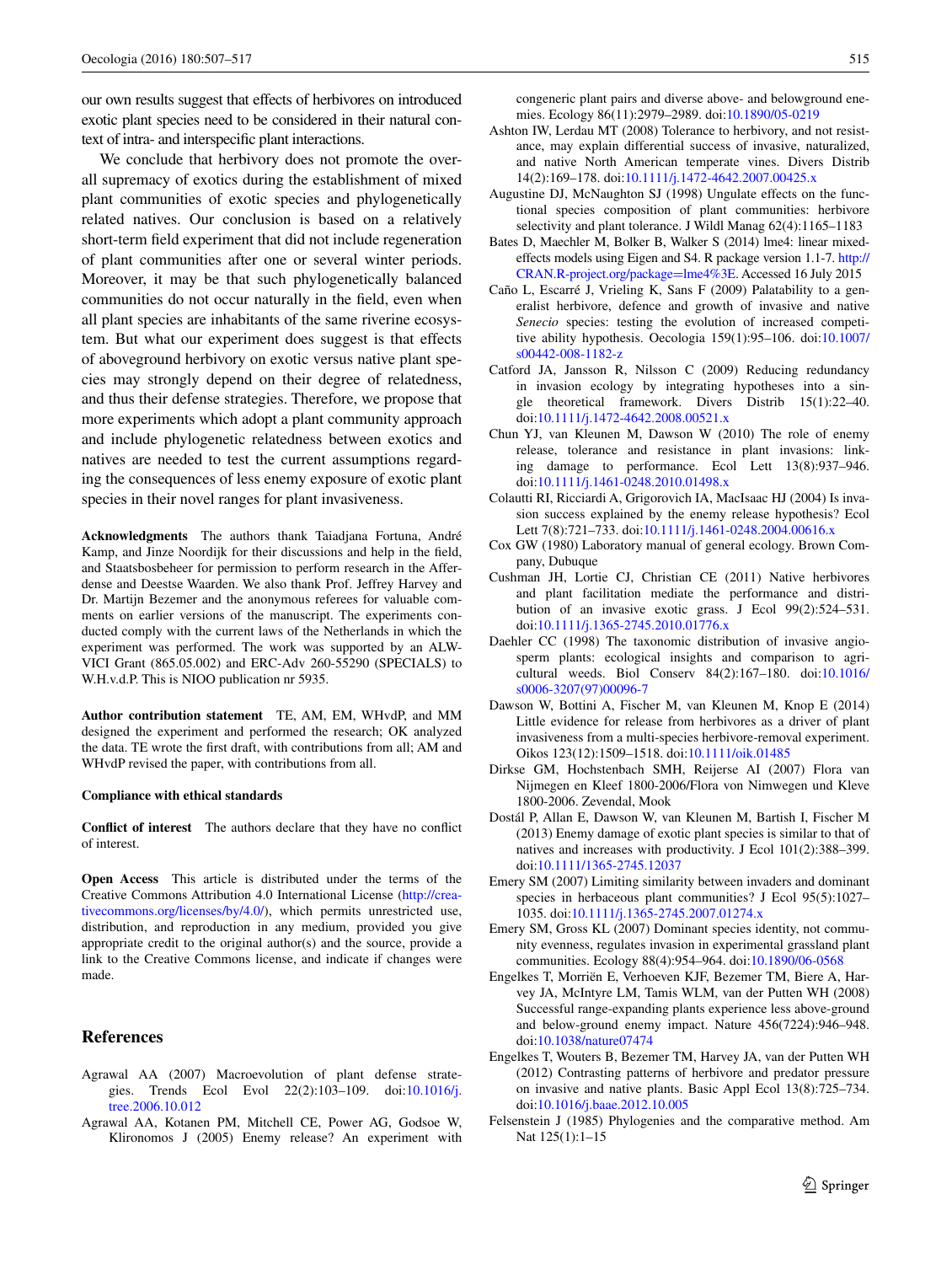our own results suggest that effects of herbivores on introduced exotic plant species need to be considered in their natural context of intra- and interspecific plant interactions.

We conclude that herbivory does not promote the overall supremacy of exotics during the establishment of mixed plant communities of exotic species and phylogenetically related natives. Our conclusion is based on a relatively short-term field experiment that did not include regeneration of plant communities after one or several winter periods. Moreover, it may be that such phylogenetically balanced communities do not occur naturally in the field, even when all plant species are inhabitants of the same riverine ecosystem. But what our experiment does suggest is that effects of aboveground herbivory on exotic versus native plant species may strongly depend on their degree of relatedness, and thus their defense strategies. Therefore, we propose that more experiments which adopt a plant community approach and include phylogenetic relatedness between exotics and natives are needed to test the current assumptions regarding the consequences of less enemy exposure of exotic plant species in their novel ranges for plant invasiveness.

**Acknowledgments** The authors thank Taiadjana Fortuna, André Kamp, and Jinze Noordijk for their discussions and help in the field, and Staatsbosbeheer for permission to perform research in the Afferdense and Deestse Waarden. We also thank Prof. Jeffrey Harvey and Dr. Martijn Bezemer and the anonymous referees for valuable comments on earlier versions of the manuscript. The experiments conducted comply with the current laws of the Netherlands in which the experiment was performed. The work was supported by an ALW-VICI Grant (865.05.002) and ERC-Adv 260-55290 (SPECIALS) to W.H.v.d.P. This is NIOO publication nr 5935.

**Author contribution statement** TE, AM, EM, WHvdP, and MM designed the experiment and performed the research; OK analyzed the data. TE wrote the first draft, with contributions from all; AM and WHvdP revised the paper, with contributions from all.

**Compliance with ethical standards**

**Conflict of interest** The authors declare that they have no conflict of interest.

**Open Access** This article is distributed under the terms of the Creative Commons Attribution 4.0 International License (http://creativecommons.org/licenses/by/4.0/), which permits unrestricted use, distribution, and reproduction in any medium, provided you give appropriate credit to the original author(s) and the source, provide a link to the Creative Commons license, and indicate if changes were made.

## References

- Agrawal AA (2007) Macroevolution of plant defense strategies. Trends Ecol Evol 22(2):103–109. doi:10.1016/j.tree.2006.10.012
- Agrawal AA, Kotanen PM, Mitchell CE, Power AG, Godsoe W, Klironomos J (2005) Enemy release? An experiment with congeneric plant pairs and diverse above- and belowground enemies. Ecology 86(11):2979–2989. doi:10.1890/05-0219
- Ashton IW, Lerdau MT (2008) Tolerance to herbivory, and not resistance, may explain differential success of invasive, naturalized, and native North American temperate vines. Divers Distrib 14(2):169–178. doi:10.1111/j.1472-4642.2007.00425.x
- Augustine DJ, McNaughton SJ (1998) Ungulate effects on the functional species composition of plant communities: herbivore selectivity and plant tolerance. J Wildl Manag 62(4):1165–1183
- Bates D, Maechler M, Bolker B, Walker S (2014) lme4: linear mixed-effects models using Eigen and S4. R package version 1.1-7. http://CRAN.R-project.org/package=lme4%3E. Accessed 16 July 2015
- Caño L, Escarré J, Vrieling K, Sans F (2009) Palatability to a generalist herbivore, defence and growth of invasive and native *Senecio* species: testing the evolution of increased competitive ability hypothesis. Oecologia 159(1):95–106. doi:10.1007/s00442-008-1182-z
- Catford JA, Jansson R, Nilsson C (2009) Reducing redundancy in invasion ecology by integrating hypotheses into a single theoretical framework. Divers Distrib 15(1):22–40. doi:10.1111/j.1472-4642.2008.00521.x
- Chun YJ, van Kleunen M, Dawson W (2010) The role of enemy release, tolerance and resistance in plant invasions: linking damage to performance. Ecol Lett 13(8):937–946. doi:10.1111/j.1461-0248.2010.01498.x
- Colautti RI, Ricciardi A, Grigorovich IA, MacIsaac HJ (2004) Is invasion success explained by the enemy release hypothesis? Ecol Lett 7(8):721–733. doi:10.1111/j.1461-0248.2004.00616.x
- Cox GW (1980) Laboratory manual of general ecology. Brown Company, Dubuque
- Cushman JH, Lortie CJ, Christian CE (2011) Native herbivores and plant facilitation mediate the performance and distribution of an invasive exotic grass. J Ecol 99(2):524–531. doi:10.1111/j.1365-2745.2010.01776.x
- Daehler CC (1998) The taxonomic distribution of invasive angiosperm plants: ecological insights and comparison to agricultural weeds. Biol Conserv 84(2):167–180. doi:10.1016/s0006-3207(97)00096-7
- Dawson W, Bottini A, Fischer M, van Kleunen M, Knop E (2014) Little evidence for release from herbivores as a driver of plant invasiveness from a multi-species herbivore-removal experiment. Oikos 123(12):1509–1518. doi:10.1111/oik.01485
- Dirkse GM, Hochstenbach SMH, Reijerse AI (2007) Flora van Nijmegen en Kleef 1800-2006/Flora von Nimwegen und Kleve 1800-2006. Zevendal, Mook
- Dostál P, Allan E, Dawson W, van Kleunen M, Bartish I, Fischer M (2013) Enemy damage of exotic plant species is similar to that of natives and increases with productivity. J Ecol 101(2):388–399. doi:10.1111/1365-2745.12037
- Emery SM (2007) Limiting similarity between invaders and dominant species in herbaceous plant communities? J Ecol 95(5):1027–1035. doi:10.1111/j.1365-2745.2007.01274.x
- Emery SM, Gross KL (2007) Dominant species identity, not community evenness, regulates invasion in experimental grassland plant communities. Ecology 88(4):954–964. doi:10.1890/06-0568
- Engelkes T, Morriën E, Verhoeven KJF, Bezemer TM, Biere A, Harvey JA, McIntyre LM, Tamis WLM, van der Putten WH (2008) Successful range-expanding plants experience less above-ground and below-ground enemy impact. Nature 456(7224):946–948. doi:10.1038/nature07474
- Engelkes T, Wouters B, Bezemer TM, Harvey JA, van der Putten WH (2012) Contrasting patterns of herbivore and predator pressure on invasive and native plants. Basic Appl Ecol 13(8):725–734. doi:10.1016/j.baae.2012.10.005
- Felsenstein J (1985) Phylogenies and the comparative method. Am Nat 125(1):1–15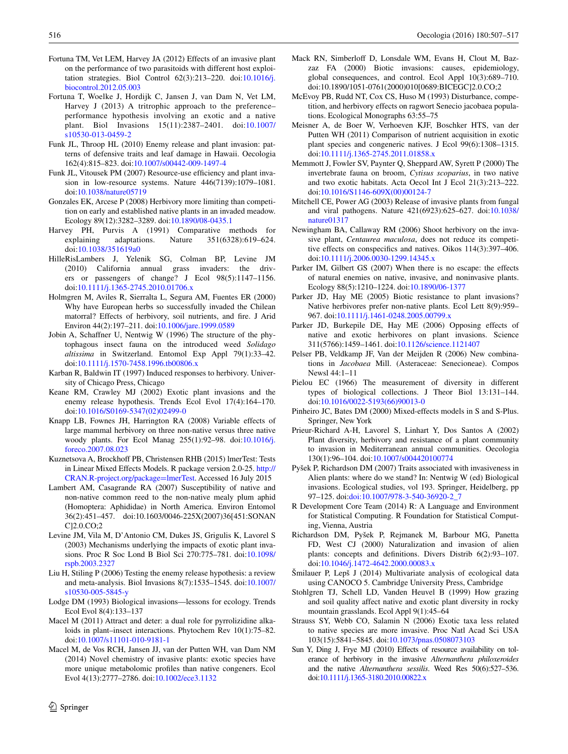Fortuna TM, Vet LEM, Harvey JA (2012) Effects of an invasive plant on the performance of two parasitoids with different host exploitation strategies. Biol Control 62(3):213–220. doi:10.1016/j.biocontrol.2012.05.003

Fortuna T, Woelke J, Hordijk C, Jansen J, van Dam N, Vet LM, Harvey J (2013) A tritrophic approach to the preference–performance hypothesis involving an exotic and a native plant. Biol Invasions 15(11):2387–2401. doi:10.1007/s10530-013-0459-2

Funk JL, Throop HL (2010) Enemy release and plant invasion: patterns of defensive traits and leaf damage in Hawaii. Oecologia 162(4):815–823. doi:10.1007/s00442-009-1497-4

Funk JL, Vitousek PM (2007) Resource-use efficiency and plant invasion in low-resource systems. Nature 446(7139):1079–1081. doi:10.1038/nature05719

Gonzales EK, Arcese P (2008) Herbivory more limiting than competition on early and established native plants in an invaded meadow. Ecology 89(12):3282–3289. doi:10.1890/08-0435.1

Harvey PH, Purvis A (1991) Comparative methods for explaining adaptations. Nature 351(6328):619–624. doi:10.1038/351619a0

HilleRisLambers J, Yelenik SG, Colman BP, Levine JM (2010) California annual grass invaders: the drivers or passengers of change? J Ecol 98(5):1147–1156. doi:10.1111/j.1365-2745.2010.01706.x

Holmgren M, Aviles R, Sierralta L, Segura AM, Fuentes ER (2000) Why have European herbs so successfully invaded the Chilean matorral? Effects of herbivory, soil nutrients, and fire. J Arid Environ 44(2):197–211. doi:10.1006/jare.1999.0589

Jobin A, Schaffner U, Nentwig W (1996) The structure of the phytophagous insect fauna on the introduced weed *Solidago altissima* in Switzerland. Entomol Exp Appl 79(1):33–42. doi:10.1111/j.1570-7458.1996.tb00806.x

Karban R, Baldwin IT (1997) Induced responses to herbivory. University of Chicago Press, Chicago

Keane RM, Crawley MJ (2002) Exotic plant invasions and the enemy release hypothesis. Trends Ecol Evol 17(4):164–170. doi:10.1016/S0169-5347(02)02499-0

Knapp LB, Fownes JH, Harrington RA (2008) Variable effects of large mammal herbivory on three non-native versus three native woody plants. For Ecol Manag 255(1):92–98. doi:10.1016/j.foreco.2007.08.023

Kuznetsova A, Brockhoff PB, Christensen RHB (2015) lmerTest: Tests in Linear Mixed Effects Models. R package version 2.0-25. http://CRAN.R-project.org/package=lmerTest. Accessed 16 July 2015

Lambert AM, Casagrande RA (2007) Susceptibility of native and non-native common reed to the non-native mealy plum aphid (Homoptera: Aphididae) in North America. Environ Entomol 36(2):451–457. doi:10.1603/0046-225X(2007)36[451:SONANC]2.0.CO;2

Levine JM, Vila M, D'Antonio CM, Dukes JS, Grigulis K, Lavorel S (2003) Mechanisms underlying the impacts of exotic plant invasions. Proc R Soc Lond B Biol Sci 270:775–781. doi:10.1098/rspb.2003.2327

Liu H, Stiling P (2006) Testing the enemy release hypothesis: a review and meta-analysis. Biol Invasions 8(7):1535–1545. doi:10.1007/s10530-005-5845-y

Lodge DM (1993) Biological invasions—lessons for ecology. Trends Ecol Evol 8(4):133–137

Macel M (2011) Attract and deter: a dual role for pyrrolizidine alkaloids in plant–insect interactions. Phytochem Rev 10(1):75–82. doi:10.1007/s11101-010-9181-1

Macel M, de Vos RCH, Jansen JJ, van der Putten WH, van Dam NM (2014) Novel chemistry of invasive plants: exotic species have more unique metabolomic profiles than native congeners. Ecol Evol 4(13):2777–2786. doi:10.1002/ece3.1132

Mack RN, Simberloff D, Lonsdale WM, Evans H, Clout M, Bazzaz FA (2000) Biotic invasions: causes, epidemiology, global consequences, and control. Ecol Appl 10(3):689–710. doi:10.1890/1051-0761(2000)010[0689:BICEGC]2.0.CO;2

McEvoy PB, Rudd NT, Cox CS, Huso M (1993) Disturbance, competition, and herbivory effects on ragwort Senecio jacobaea populations. Ecological Monographs 63:55–75

Meisner A, de Boer W, Verhoeven KJF, Boschker HTS, van der Putten WH (2011) Comparison of nutrient acquisition in exotic plant species and congeneric natives. J Ecol 99(6):1308–1315. doi:10.1111/j.1365-2745.2011.01858.x

Memmott J, Fowler SV, Paynter Q, Sheppard AW, Syrett P (2000) The invertebrate fauna on broom, *Cytisus scoparius*, in two native and two exotic habitats. Acta Oecol Int J Ecol 21(3):213–222. doi:10.1016/S1146-609X(00)00124-7

Mitchell CE, Power AG (2003) Release of invasive plants from fungal and viral pathogens. Nature 421(6923):625–627. doi:10.1038/nature01317

Newingham BA, Callaway RM (2006) Shoot herbivory on the invasive plant, *Centaurea maculosa*, does not reduce its competitive effects on conspecifics and natives. Oikos 114(3):397–406. doi:10.1111/j.2006.0030-1299.14345.x

Parker IM, Gilbert GS (2007) When there is no escape: the effects of natural enemies on native, invasive, and noninvasive plants. Ecology 88(5):1210–1224. doi:10.1890/06-1377

Parker JD, Hay ME (2005) Biotic resistance to plant invasions? Native herbivores prefer non-native plants. Ecol Lett 8(9):959–967. doi:10.1111/j.1461-0248.2005.00799.x

Parker JD, Burkepile DE, Hay ME (2006) Opposing effects of native and exotic herbivores on plant invasions. Science 311(5766):1459–1461. doi:10.1126/science.1121407

Pelser PB, Veldkamp JF, Van der Meijden R (2006) New combinations in *Jacobaea* Mill. (Asteraceae: Senecioneae). Compos Newsl 44:1–11

Pielou EC (1966) The measurement of diversity in different types of biological collections. J Theor Biol 13:131–144. doi:10.1016/0022-5193(66)90013-0

Pinheiro JC, Bates DM (2000) Mixed-effects models in S and S-Plus. Springer, New York

Prieur-Richard A-H, Lavorel S, Linhart Y, Dos Santos A (2002) Plant diversity, herbivory and resistance of a plant community to invasion in Mediterranean annual communities. Oecologia 130(1):96–104. doi:10.1007/s004420100774

Pyšek P, Richardson DM (2007) Traits associated with invasiveness in Alien plants: where do we stand? In: Nentwig W (ed) Biological invasions. Ecological studies, vol 193. Springer, Heidelberg, pp 97–125. doi:doi:10.1007/978-3-540-36920-2_7

R Development Core Team (2014) R: A Language and Environment for Statistical Computing. R Foundation for Statistical Computing, Vienna, Austria

Richardson DM, Pyšek P, Rejmanek M, Barbour MG, Panetta FD, West CJ (2000) Naturalization and invasion of alien plants: concepts and definitions. Divers Distrib 6(2):93–107. doi:10.1046/j.1472-4642.2000.00083.x

Šmilauer P, Lepš J (2014) Multivariate analysis of ecological data using CANOCO 5. Cambridge University Press, Cambridge

Stohlgren TJ, Schell LD, Vanden Heuvel B (1999) How grazing and soil quality affect native and exotic plant diversity in rocky mountain grasslands. Ecol Appl 9(1):45–64

Strauss SY, Webb CO, Salamin N (2006) Exotic taxa less related to native species are more invasive. Proc Natl Acad Sci USA 103(15):5841–5845. doi:10.1073/pnas.0508073103

Sun Y, Ding J, Frye MJ (2010) Effects of resource availability on tolerance of herbivory in the invasive *Alternanthera philoxeroides* and the native *Alternanthera sessilis*. Weed Res 50(6):527–536. doi:10.1111/j.1365-3180.2010.00822.x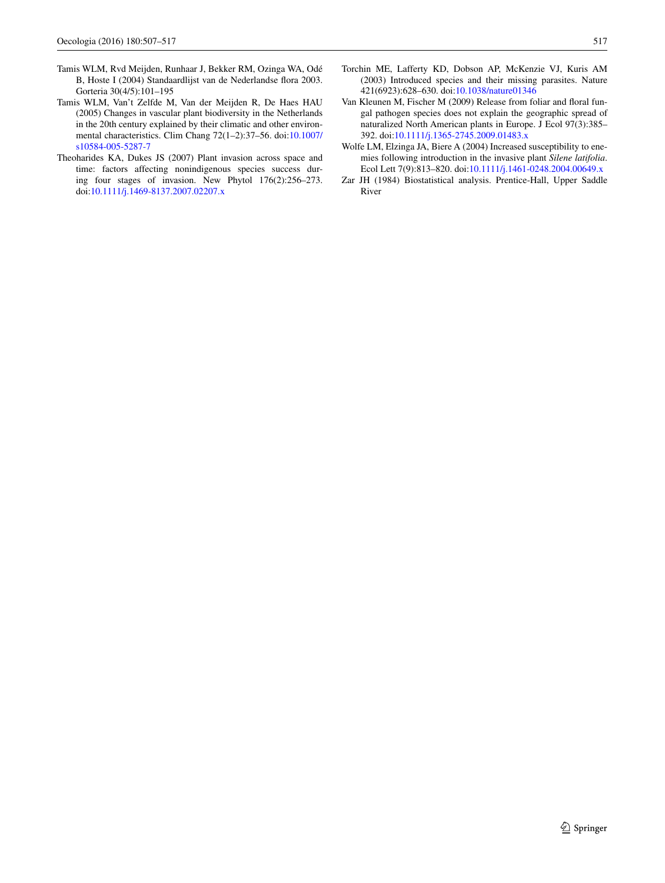Tamis WLM, Rvd Meijden, Runhaar J, Bekker RM, Ozinga WA, Odé B, Hoste I (2004) Standaardlijst van de Nederlandse flora 2003. Gorteria 30(4/5):101–195

Tamis WLM, Van't Zelfde M, Van der Meijden R, De Haes HAU (2005) Changes in vascular plant biodiversity in the Netherlands in the 20th century explained by their climatic and other environmental characteristics. Clim Chang 72(1–2):37–56. doi:10.1007/s10584-005-5287-7

Theoharides KA, Dukes JS (2007) Plant invasion across space and time: factors affecting nonindigenous species success during four stages of invasion. New Phytol 176(2):256–273. doi:10.1111/j.1469-8137.2007.02207.x

Torchin ME, Lafferty KD, Dobson AP, McKenzie VJ, Kuris AM (2003) Introduced species and their missing parasites. Nature 421(6923):628–630. doi:10.1038/nature01346

Van Kleunen M, Fischer M (2009) Release from foliar and floral fungal pathogen species does not explain the geographic spread of naturalized North American plants in Europe. J Ecol 97(3):385–392. doi:10.1111/j.1365-2745.2009.01483.x

Wolfe LM, Elzinga JA, Biere A (2004) Increased susceptibility to enemies following introduction in the invasive plant *Silene latifolia*. Ecol Lett 7(9):813–820. doi:10.1111/j.1461-0248.2004.00649.x

Zar JH (1984) Biostatistical analysis. Prentice-Hall, Upper Saddle River